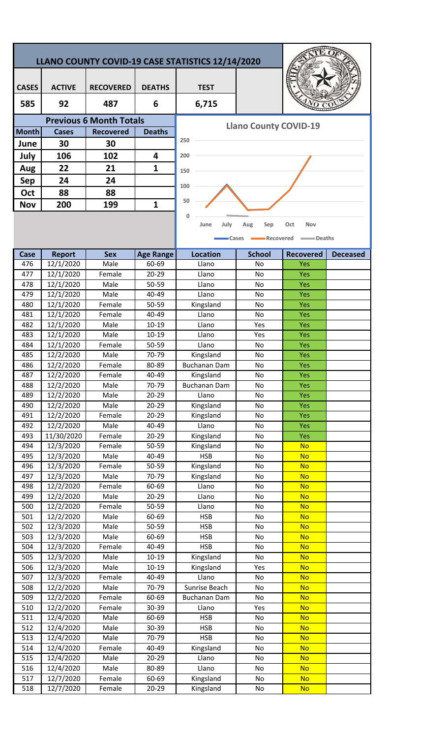# LLANO COUNTY COVID-19 CASE STATISTICS 12/14/2020

| CASES | ACTIVE | RECOVERED | DEATHS | TEST |
|---|---|---|---|---|
| 585 | 92 | 487 | 6 | 6,715 |

## Previous 6 Month Totals

| Month | Cases | Recovered | Deaths |
|---|---|---|---|
| June | 30 | 30 | |
| July | 106 | 102 | 4 |
| Aug | 22 | 21 | 1 |
| Sep | 24 | 24 | |
| Oct | 88 | 88 | |
| Nov | 200 | 199 | 1 |

**Llano County COVID-19**

Legend: Cases, Recovered, Deaths

| Case | Report | Sex | Age Range | Location | School | Recovered | Deceased |
|---|---|---|---|---|---|---|---|
| 476 | 12/1/2020 | Male | 60-69 | Llano | No | Yes | |
| 477 | 12/1/2020 | Female | 20-29 | Llano | No | Yes | |
| 478 | 12/1/2020 | Male | 50-59 | Llano | No | Yes | |
| 479 | 12/1/2020 | Male | 40-49 | Llano | No | Yes | |
| 480 | 12/1/2020 | Female | 50-59 | Kingsland | No | Yes | |
| 481 | 12/1/2020 | Female | 40-49 | Llano | No | Yes | |
| 482 | 12/1/2020 | Male | 10-19 | Llano | Yes | Yes | |
| 483 | 12/1/2020 | Male | 10-19 | Llano | Yes | Yes | |
| 484 | 12/1/2020 | Female | 50-59 | Llano | No | Yes | |
| 485 | 12/2/2020 | Male | 70-79 | Kingsland | No | Yes | |
| 486 | 12/2/2020 | Female | 80-89 | Buchanan Dam | No | Yes | |
| 487 | 12/2/2020 | Female | 40-49 | Kingsland | No | Yes | |
| 488 | 12/2/2020 | Male | 70-79 | Buchanan Dam | No | Yes | |
| 489 | 12/2/2020 | Male | 20-29 | Llano | No | Yes | |
| 490 | 12/2/2020 | Male | 20-29 | Kingsland | No | Yes | |
| 491 | 12/2/2020 | Female | 20-29 | Kingsland | No | Yes | |
| 492 | 12/2/2020 | Male | 40-49 | Llano | No | Yes | |
| 493 | 11/30/2020 | Female | 20-29 | Kingsland | No | Yes | |
| 494 | 12/3/2020 | Female | 50-59 | Kingsland | No | No | |
| 495 | 12/3/2020 | Male | 40-49 | HSB | No | No | |
| 496 | 12/3/2020 | Female | 50-59 | Kingsland | No | No | |
| 497 | 12/3/2020 | Male | 70-79 | Kingsland | No | No | |
| 498 | 12/2/2020 | Female | 60-69 | Llano | No | No | |
| 499 | 12/2/2020 | Male | 20-29 | Llano | No | No | |
| 500 | 12/2/2020 | Female | 50-59 | Llano | No | No | |
| 501 | 12/2/2020 | Male | 60-69 | HSB | No | No | |
| 502 | 12/3/2020 | Male | 50-59 | HSB | No | No | |
| 503 | 12/3/2020 | Male | 60-69 | HSB | No | No | |
| 504 | 12/3/2020 | Female | 40-49 | HSB | No | No | |
| 505 | 12/3/2020 | Male | 10-19 | Kingsland | No | No | |
| 506 | 12/3/2020 | Male | 10-19 | Kingsland | Yes | No | |
| 507 | 12/3/2020 | Female | 40-49 | Llano | No | No | |
| 508 | 12/2/2020 | Male | 70-79 | Sunrise Beach | No | No | |
| 509 | 12/2/2020 | Female | 60-69 | Buchanan Dam | No | No | |
| 510 | 12/2/2020 | Female | 30-39 | Llano | Yes | No | |
| 511 | 12/4/2020 | Male | 60-69 | HSB | No | No | |
| 512 | 12/4/2020 | Male | 30-39 | HSB | No | No | |
| 513 | 12/4/2020 | Male | 70-79 | HSB | No | No | |
| 514 | 12/4/2020 | Female | 40-49 | Kingsland | No | No | |
| 515 | 12/4/2020 | Male | 20-29 | Llano | No | No | |
| 516 | 12/4/2020 | Male | 80-89 | Llano | No | No | |
| 517 | 12/7/2020 | Female | 60-69 | Kingsland | No | No | |
| 518 | 12/7/2020 | Female | 20-29 | Kingsland | No | No | |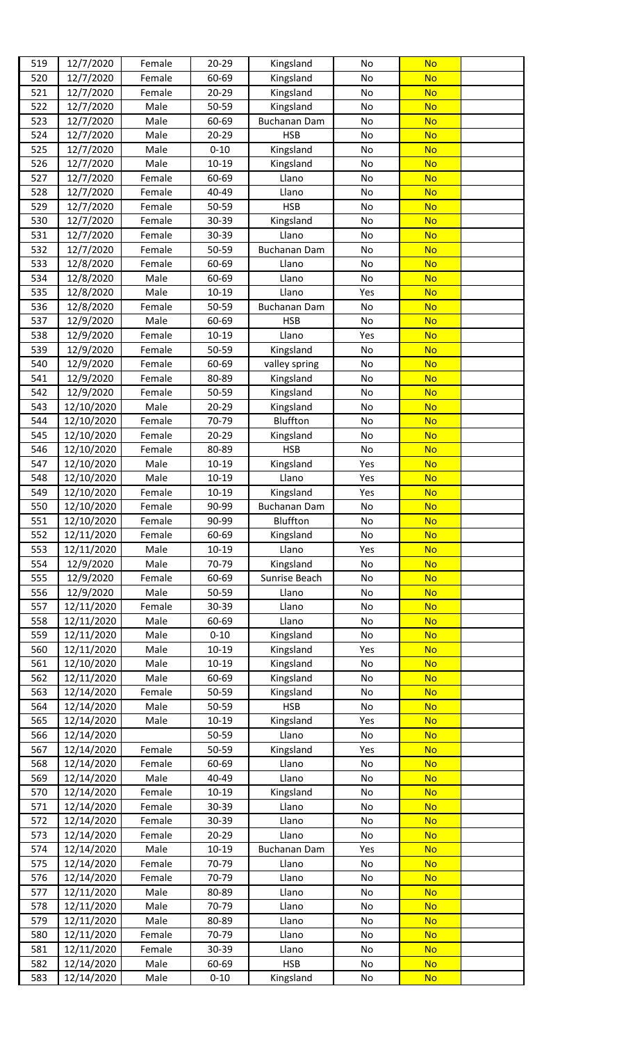| 519 | 12/7/2020 | Female | 20-29 | Kingsland | No | No | |
|---|---|---|---|---|---|---|---|
| 520 | 12/7/2020 | Female | 60-69 | Kingsland | No | No | |
| 521 | 12/7/2020 | Female | 20-29 | Kingsland | No | No | |
| 522 | 12/7/2020 | Male | 50-59 | Kingsland | No | No | |
| 523 | 12/7/2020 | Male | 60-69 | Buchanan Dam | No | No | |
| 524 | 12/7/2020 | Male | 20-29 | HSB | No | No | |
| 525 | 12/7/2020 | Male | 0-10 | Kingsland | No | No | |
| 526 | 12/7/2020 | Male | 10-19 | Kingsland | No | No | |
| 527 | 12/7/2020 | Female | 60-69 | Llano | No | No | |
| 528 | 12/7/2020 | Female | 40-49 | Llano | No | No | |
| 529 | 12/7/2020 | Female | 50-59 | HSB | No | No | |
| 530 | 12/7/2020 | Female | 30-39 | Kingsland | No | No | |
| 531 | 12/7/2020 | Female | 30-39 | Llano | No | No | |
| 532 | 12/7/2020 | Female | 50-59 | Buchanan Dam | No | No | |
| 533 | 12/8/2020 | Female | 60-69 | Llano | No | No | |
| 534 | 12/8/2020 | Male | 60-69 | Llano | No | No | |
| 535 | 12/8/2020 | Male | 10-19 | Llano | Yes | No | |
| 536 | 12/8/2020 | Female | 50-59 | Buchanan Dam | No | No | |
| 537 | 12/9/2020 | Male | 60-69 | HSB | No | No | |
| 538 | 12/9/2020 | Female | 10-19 | Llano | Yes | No | |
| 539 | 12/9/2020 | Female | 50-59 | Kingsland | No | No | |
| 540 | 12/9/2020 | Female | 60-69 | valley spring | No | No | |
| 541 | 12/9/2020 | Female | 80-89 | Kingsland | No | No | |
| 542 | 12/9/2020 | Female | 50-59 | Kingsland | No | No | |
| 543 | 12/10/2020 | Male | 20-29 | Kingsland | No | No | |
| 544 | 12/10/2020 | Female | 70-79 | Bluffton | No | No | |
| 545 | 12/10/2020 | Female | 20-29 | Kingsland | No | No | |
| 546 | 12/10/2020 | Female | 80-89 | HSB | No | No | |
| 547 | 12/10/2020 | Male | 10-19 | Kingsland | Yes | No | |
| 548 | 12/10/2020 | Male | 10-19 | Llano | Yes | No | |
| 549 | 12/10/2020 | Female | 10-19 | Kingsland | Yes | No | |
| 550 | 12/10/2020 | Female | 90-99 | Buchanan Dam | No | No | |
| 551 | 12/10/2020 | Female | 90-99 | Bluffton | No | No | |
| 552 | 12/11/2020 | Female | 60-69 | Kingsland | No | No | |
| 553 | 12/11/2020 | Male | 10-19 | Llano | Yes | No | |
| 554 | 12/9/2020 | Male | 70-79 | Kingsland | No | No | |
| 555 | 12/9/2020 | Female | 60-69 | Sunrise Beach | No | No | |
| 556 | 12/9/2020 | Male | 50-59 | Llano | No | No | |
| 557 | 12/11/2020 | Female | 30-39 | Llano | No | No | |
| 558 | 12/11/2020 | Male | 60-69 | Llano | No | No | |
| 559 | 12/11/2020 | Male | 0-10 | Kingsland | No | No | |
| 560 | 12/11/2020 | Male | 10-19 | Kingsland | Yes | No | |
| 561 | 12/10/2020 | Male | 10-19 | Kingsland | No | No | |
| 562 | 12/11/2020 | Male | 60-69 | Kingsland | No | No | |
| 563 | 12/14/2020 | Female | 50-59 | Kingsland | No | No | |
| 564 | 12/14/2020 | Male | 50-59 | HSB | No | No | |
| 565 | 12/14/2020 | Male | 10-19 | Kingsland | Yes | No | |
| 566 | 12/14/2020 | | 50-59 | Llano | No | No | |
| 567 | 12/14/2020 | Female | 50-59 | Kingsland | Yes | No | |
| 568 | 12/14/2020 | Female | 60-69 | Llano | No | No | |
| 569 | 12/14/2020 | Male | 40-49 | Llano | No | No | |
| 570 | 12/14/2020 | Female | 10-19 | Kingsland | No | No | |
| 571 | 12/14/2020 | Female | 30-39 | Llano | No | No | |
| 572 | 12/14/2020 | Female | 30-39 | Llano | No | No | |
| 573 | 12/14/2020 | Female | 20-29 | Llano | No | No | |
| 574 | 12/14/2020 | Male | 10-19 | Buchanan Dam | Yes | No | |
| 575 | 12/14/2020 | Female | 70-79 | Llano | No | No | |
| 576 | 12/14/2020 | Female | 70-79 | Llano | No | No | |
| 577 | 12/11/2020 | Male | 80-89 | Llano | No | No | |
| 578 | 12/11/2020 | Male | 70-79 | Llano | No | No | |
| 579 | 12/11/2020 | Male | 80-89 | Llano | No | No | |
| 580 | 12/11/2020 | Female | 70-79 | Llano | No | No | |
| 581 | 12/11/2020 | Female | 30-39 | Llano | No | No | |
| 582 | 12/14/2020 | Male | 60-69 | HSB | No | No | |
| 583 | 12/14/2020 | Male | 0-10 | Kingsland | No | No | |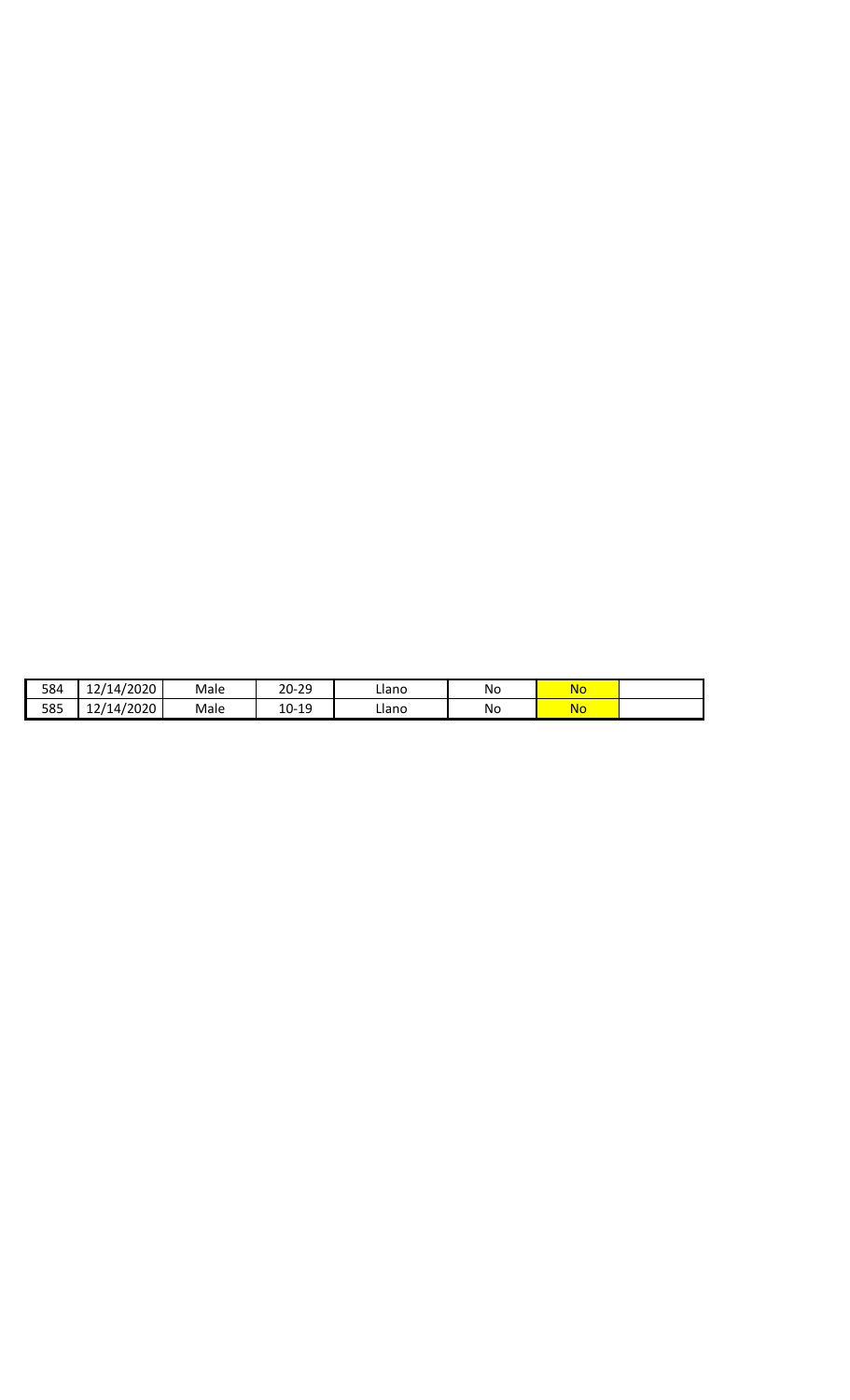| | | | | | | | |
|---|---|---|---|---|---|---|---|
| 584 | 12/14/2020 | Male | 20-29 | Llano | No | No | |
| 585 | 12/14/2020 | Male | 10-19 | Llano | No | No | |